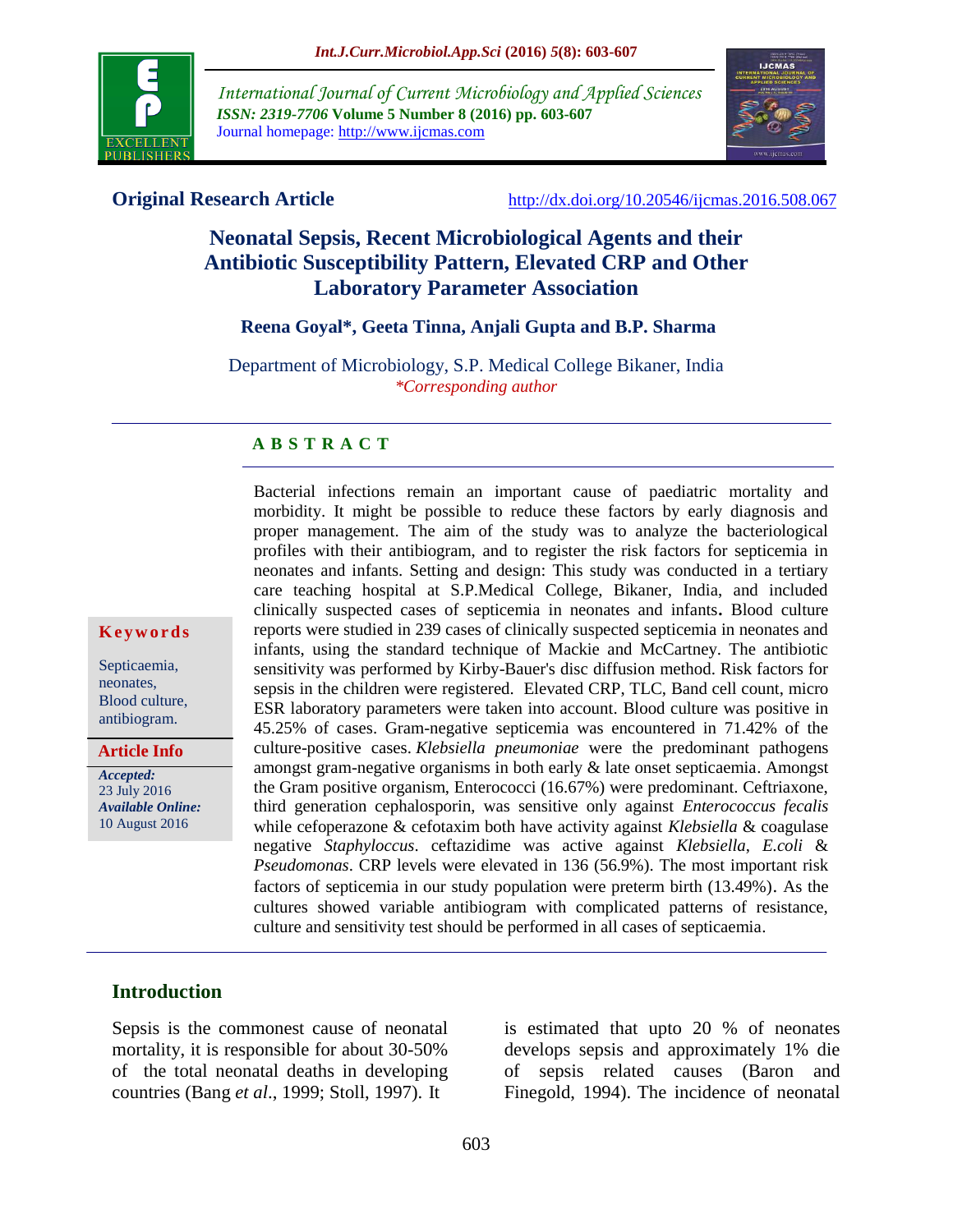**Original Research Article** http://dx.doi.org/10.20546/ijcmas.2016.508.067

# Neonatal Sepsis, Recent Microbiological Agents and their Antibiotic Susceptibility Pattern, Elevated CRP and Other Laboratory Parameter Association

**Reena Goyal*, Geeta Tinna, Anjali Gupta and B.P. Sharma**

Department of Microbiology, S.P. Medical College Bikaner, India

*\*Corresponding author*

**Keywords**

Septicaemia, neonates, Blood culture, antibiogram.

**Article Info**

*Accepted:* 23 July 2016

*Available Online:* 10 August 2016

## ABSTRACT

Bacterial infections remain an important cause of paediatric mortality and morbidity. It might be possible to reduce these factors by early diagnosis and proper management. The aim of the study was to analyze the bacteriological profiles with their antibiogram, and to register the risk factors for septicemia in neonates and infants. Setting and design: This study was conducted in a tertiary care teaching hospital at S.P.Medical College, Bikaner, India, and included clinically suspected cases of septicemia in neonates and infants**.** Blood culture reports were studied in 239 cases of clinically suspected septicemia in neonates and infants, using the standard technique of Mackie and McCartney. The antibiotic sensitivity was performed by Kirby-Bauer's disc diffusion method. Risk factors for sepsis in the children were registered. Elevated CRP, TLC, Band cell count, micro ESR laboratory parameters were taken into account. Blood culture was positive in 45.25% of cases. Gram-negative septicemia was encountered in 71.42% of the culture-positive cases. *Klebsiella pneumoniae* were the predominant pathogens amongst gram-negative organisms in both early & late onset septicaemia. Amongst the Gram positive organism, Enterococci (16.67%) were predominant. Ceftriaxone, third generation cephalosporin, was sensitive only against *Enterococcus fecalis* while cefoperazone & cefotaxim both have activity against *Klebsiella* & coagulase negative *Staphyloccus*. ceftazidime was active against *Klebsiella*, *E.coli* & *Pseudomonas*. CRP levels were elevated in 136 (56.9%). The most important risk factors of septicemia in our study population were preterm birth (13.49%). As the cultures showed variable antibiogram with complicated patterns of resistance, culture and sensitivity test should be performed in all cases of septicaemia.

## Introduction

Sepsis is the commonest cause of neonatal mortality, it is responsible for about 30-50% of the total neonatal deaths in developing countries (Bang *et al*., 1999; Stoll, 1997). It is estimated that upto 20 % of neonates develops sepsis and approximately 1% die of sepsis related causes (Baron and Finegold, 1994). The incidence of neonatal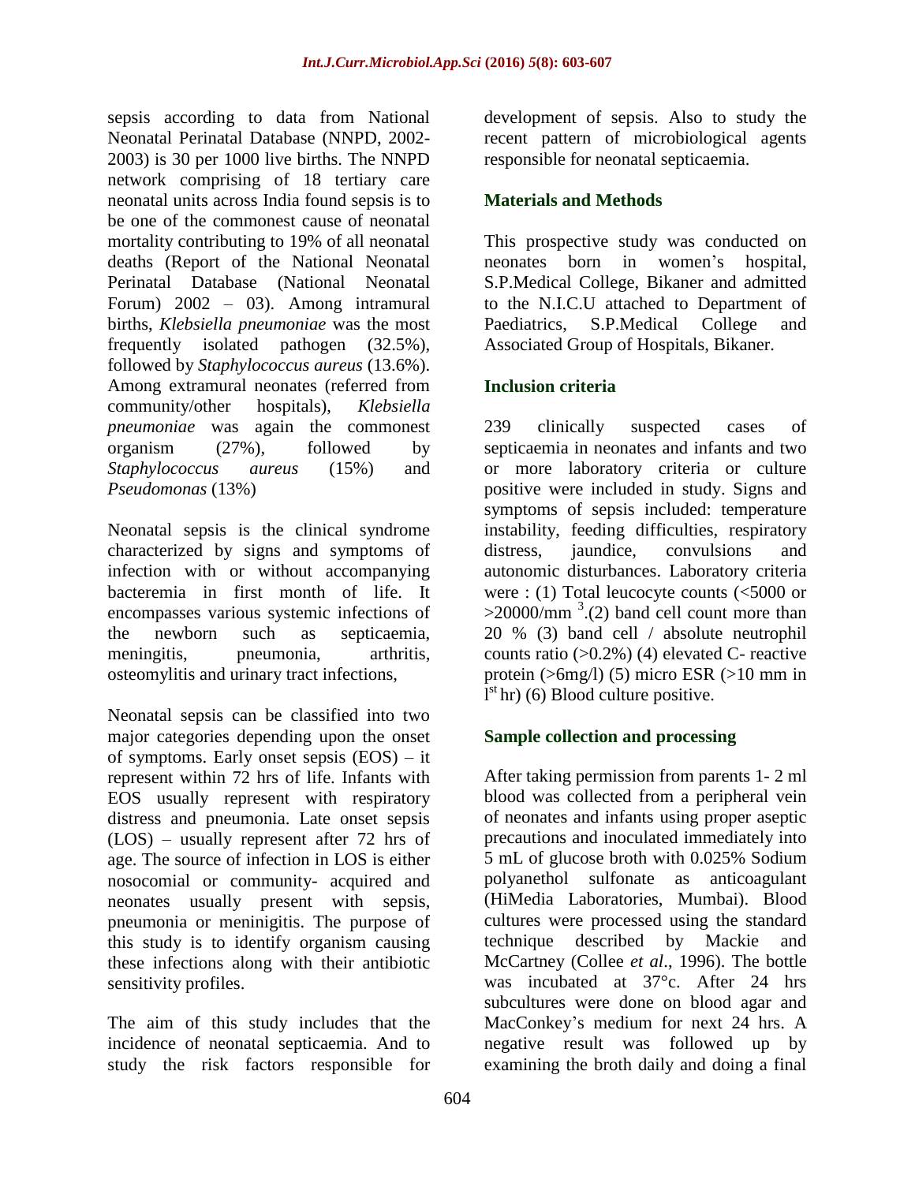sepsis according to data from National Neonatal Perinatal Database (NNPD, 2002-2003) is 30 per 1000 live births. The NNPD network comprising of 18 tertiary care neonatal units across India found sepsis is to be one of the commonest cause of neonatal mortality contributing to 19% of all neonatal deaths (Report of the National Neonatal Perinatal Database (National Neonatal Forum) 2002 – 03). Among intramural births, *Klebsiella pneumoniae* was the most frequently isolated pathogen (32.5%), followed by *Staphylococcus aureus* (13.6%). Among extramural neonates (referred from community/other hospitals), *Klebsiella pneumoniae* was again the commonest organism (27%), followed by *Staphylococcus aureus* (15%) and *Pseudomonas* (13%)

Neonatal sepsis is the clinical syndrome characterized by signs and symptoms of infection with or without accompanying bacteremia in first month of life. It encompasses various systemic infections of the newborn such as septicaemia, meningitis, pneumonia, arthritis, osteomylitis and urinary tract infections,

Neonatal sepsis can be classified into two major categories depending upon the onset of symptoms. Early onset sepsis (EOS) – it represent within 72 hrs of life. Infants with EOS usually represent with respiratory distress and pneumonia. Late onset sepsis (LOS) – usually represent after 72 hrs of age. The source of infection in LOS is either nosocomial or community- acquired and neonates usually present with sepsis, pneumonia or meninigitis. The purpose of this study is to identify organism causing these infections along with their antibiotic sensitivity profiles.

The aim of this study includes that the incidence of neonatal septicaemia. And to study the risk factors responsible for development of sepsis. Also to study the recent pattern of microbiological agents responsible for neonatal septicaemia.

## Materials and Methods

This prospective study was conducted on neonates born in women's hospital, S.P.Medical College, Bikaner and admitted to the N.I.C.U attached to Department of Paediatrics, S.P.Medical College and Associated Group of Hospitals, Bikaner.

### Inclusion criteria

239 clinically suspected cases of septicaemia in neonates and infants and two or more laboratory criteria or culture positive were included in study. Signs and symptoms of sepsis included: temperature instability, feeding difficulties, respiratory distress, jaundice, convulsions and autonomic disturbances. Laboratory criteria were : (1) Total leucocyte counts (<5000 or >20000/mm $^3$.(2) band cell count more than 20 % (3) band cell / absolute neutrophil counts ratio (>0.2%) (4) elevated C- reactive protein (>6mg/l) (5) micro ESR (>10 mm in l$^{st}$ hr) (6) Blood culture positive.

### Sample collection and processing

After taking permission from parents 1- 2 ml blood was collected from a peripheral vein of neonates and infants using proper aseptic precautions and inoculated immediately into 5 mL of glucose broth with 0.025% Sodium polyanethol sulfonate as anticoagulant (HiMedia Laboratories, Mumbai). Blood cultures were processed using the standard technique described by Mackie and McCartney (Collee *et al*., 1996). The bottle was incubated at 37°c. After 24 hrs subcultures were done on blood agar and MacConkey's medium for next 24 hrs. A negative result was followed up by examining the broth daily and doing a final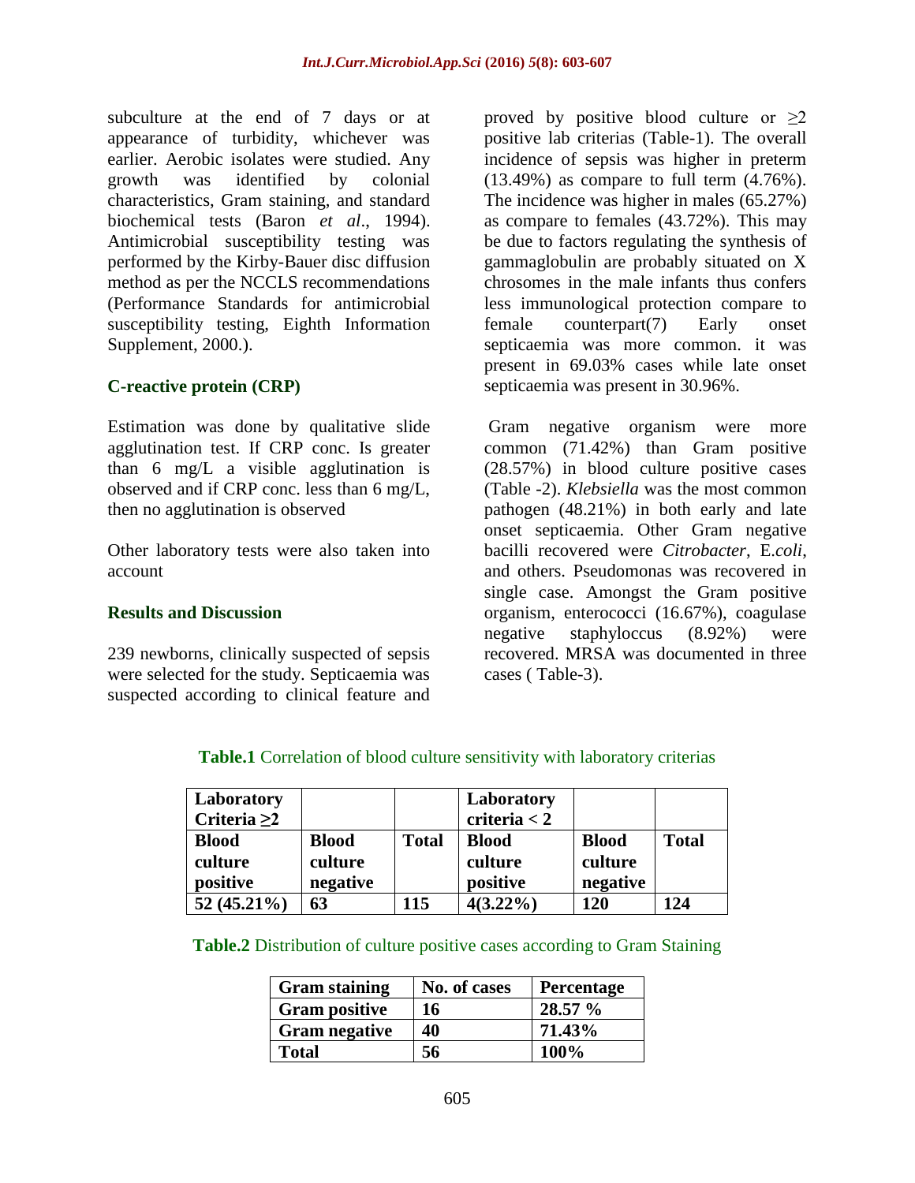subculture at the end of 7 days or at appearance of turbidity, whichever was earlier. Aerobic isolates were studied. Any growth was identified by colonial characteristics, Gram staining, and standard biochemical tests (Baron *et al*., 1994). Antimicrobial susceptibility testing was performed by the Kirby-Bauer disc diffusion method as per the NCCLS recommendations (Performance Standards for antimicrobial susceptibility testing, Eighth Information Supplement, 2000.).

### C-reactive protein (CRP)

Estimation was done by qualitative slide agglutination test. If CRP conc. Is greater than 6 mg/L a visible agglutination is observed and if CRP conc. less than 6 mg/L, then no agglutination is observed

Other laboratory tests were also taken into account

## Results and Discussion

239 newborns, clinically suspected of sepsis were selected for the study. Septicaemia was suspected according to clinical feature and proved by positive blood culture or ≥2 positive lab criterias (Table-1). The overall incidence of sepsis was higher in preterm (13.49%) as compare to full term (4.76%). The incidence was higher in males (65.27%) as compare to females (43.72%). This may be due to factors regulating the synthesis of gammaglobulin are probably situated on X chrosomes in the male infants thus confers less immunological protection compare to female counterpart(7) Early onset septicaemia was more common. it was present in 69.03% cases while late onset septicaemia was present in 30.96%.

Gram negative organism were more common (71.42%) than Gram positive (28.57%) in blood culture positive cases (Table -2). *Klebsiella* was the most common pathogen (48.21%) in both early and late onset septicaemia. Other Gram negative bacilli recovered were *Citrobacter*, E.*coli*, and others. Pseudomonas was recovered in single case. Amongst the Gram positive organism, enterococci (16.67%), coagulase negative staphyloccus (8.92%) were recovered. MRSA was documented in three cases ( Table-3).

**Table.1** Correlation of blood culture sensitivity with laboratory criterias

| **Laboratory Criteria ≥2** | | | **Laboratory criteria < 2** | | |
|---|---|---|---|---|---|
| **Blood culture positive** | **Blood culture negative** | **Total** | **Blood culture positive** | **Blood culture negative** | **Total** |
| **52 (45.21%)** | **63** | **115** | **4(3.22%)** | **120** | **124** |

**Table.2** Distribution of culture positive cases according to Gram Staining

| Gram staining | No. of cases | Percentage |
|---|---|---|
| **Gram positive** | **16** | **28.57 %** |
| **Gram negative** | **40** | **71.43%** |
| **Total** | **56** | **100%** |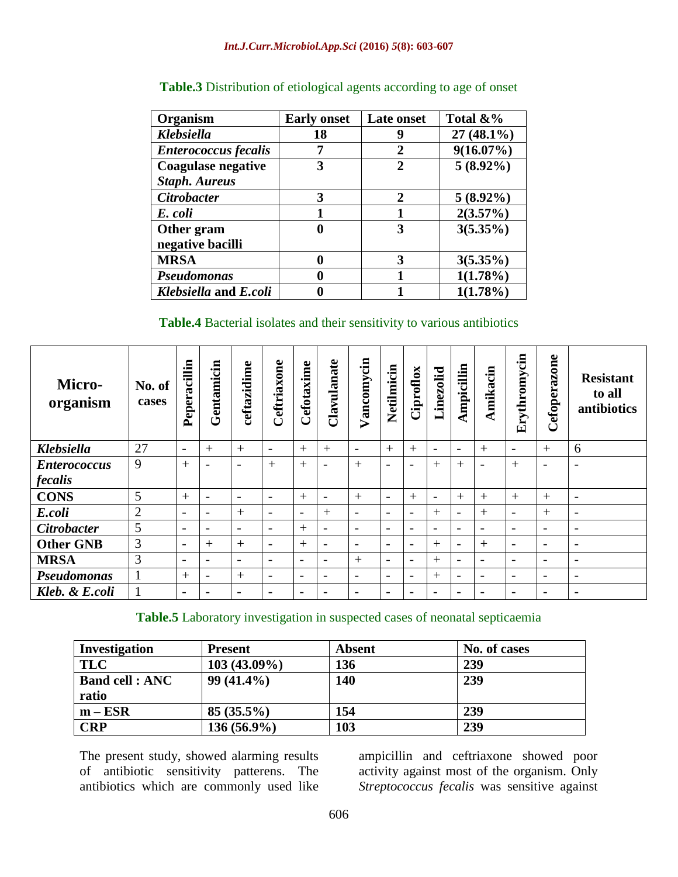**Table.3** Distribution of etiological agents according to age of onset

| Organism | Early onset | Late onset | Total &% |
|---|---|---|---|
| *Klebsiella* | 18 | 9 | 27 (48.1%) |
| *Enterococcus fecalis* | 7 | 2 | 9(16.07%) |
| Coagulase negative *Staph. Aureus* | 3 | 2 | 5 (8.92%) |
| *Citrobacter* | 3 | 2 | 5 (8.92%) |
| *E. coli* | 1 | 1 | 2(3.57%) |
| Other gram negative bacilli | 0 | 3 | 3(5.35%) |
| MRSA | 0 | 3 | 3(5.35%) |
| *Pseudomonas* | 0 | 1 | 1(1.78%) |
| *Klebsiella* and *E.coli* | 0 | 1 | 1(1.78%) |

**Table.4** Bacterial isolates and their sensitivity to various antibiotics

| Micro-organism | No. of cases | Peperacillin | Gentamicin | ceftazidime | Ceftriaxone | Cefotaxime | Clavulanate | Vancomycin | Netilmicin | Ciproflox | Linezolid | Ampicillin | Amikacin | Erythromycin | Cefoperazone | Resistant to all antibiotics |
|---|---|---|---|---|---|---|---|---|---|---|---|---|---|---|---|---|
| *Klebsiella* | 27 | - | + | + | - | + | + | - | + | + | - | - | + | - | + | 6 |
| *Enterococcus fecalis* | 9 | + | - | - | + | + | - | + | - | - | + | + | - | + | - | - |
| CONS | 5 | + | - | - | - | + | - | + | - | + | - | + | + | + | + | - |
| *E.coli* | 2 | - | - | + | - | - | + | - | - | - | + | - | + | - | + | - |
| *Citrobacter* | 5 | - | - | - | - | + | - | - | - | - | - | - | - | - | - | - |
| Other GNB | 3 | - | + | + | - | + | - | - | - | - | + | - | + | - | - | - |
| MRSA | 3 | - | - | - | - | - | - | + | - | - | + | - | - | - | - | - |
| *Pseudomonas* | 1 | + | - | + | - | - | - | - | - | - | + | - | - | - | - | - |
| *Kleb. & E.coli* | 1 | - | - | - | - | - | - | - | - | - | - | - | - | - | - | - |

**Table.5** Laboratory investigation in suspected cases of neonatal septicaemia

| Investigation | Present | Absent | No. of cases |
|---|---|---|---|
| TLC | 103 (43.09%) | 136 | 239 |
| Band cell : ANC ratio | 99 (41.4%) | 140 | 239 |
| m – ESR | 85 (35.5%) | 154 | 239 |
| CRP | 136 (56.9%) | 103 | 239 |

The present study, showed alarming results of antibiotic sensitivity patterens. The antibiotics which are commonly used like ampicillin and ceftriaxone showed poor activity against most of the organism. Only *Streptococcus fecalis* was sensitive against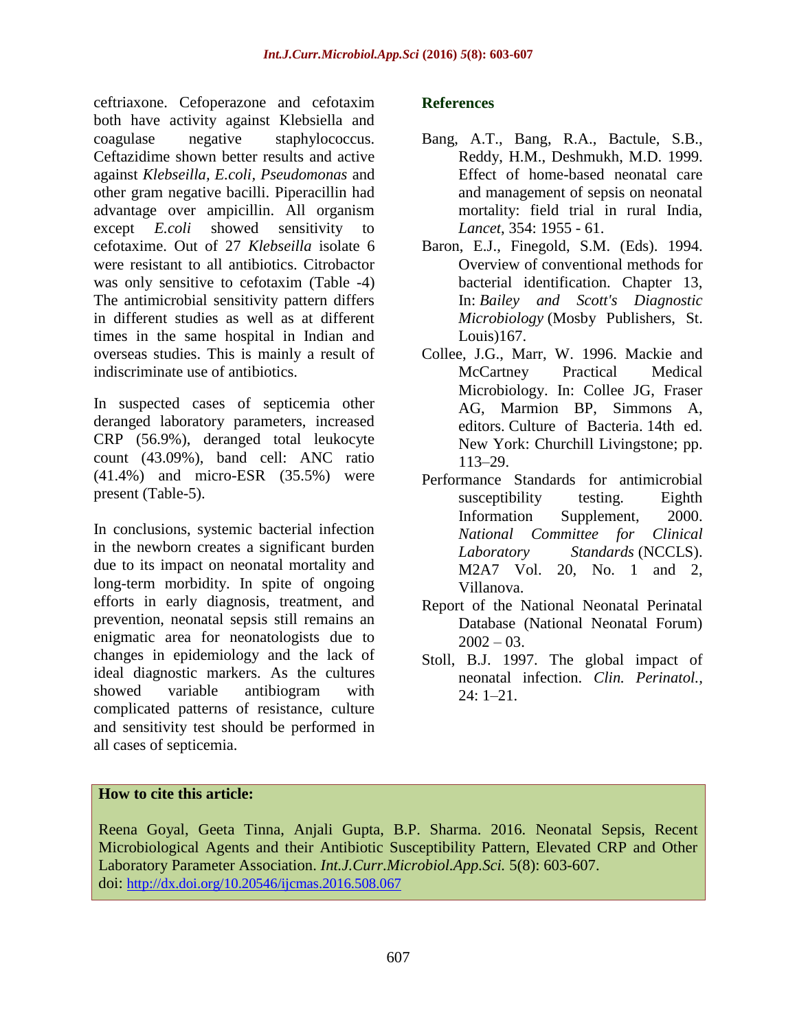ceftriaxone. Cefoperazone and cefotaxim both have activity against Klebsiella and coagulase negative staphylococcus. Ceftazidime shown better results and active against *Klebseilla, E.coli, Pseudomonas* and other gram negative bacilli. Piperacillin had advantage over ampicillin. All organism except *E.coli* showed sensitivity to cefotaxime. Out of 27 *Klebseilla* isolate 6 were resistant to all antibiotics. Citrobactor was only sensitive to cefotaxim (Table -4) The antimicrobial sensitivity pattern differs in different studies as well as at different times in the same hospital in Indian and overseas studies. This is mainly a result of indiscriminate use of antibiotics.

In suspected cases of septicemia other deranged laboratory parameters, increased CRP (56.9%), deranged total leukocyte count (43.09%), band cell: ANC ratio (41.4%) and micro-ESR (35.5%) were present (Table-5).

In conclusions, systemic bacterial infection in the newborn creates a significant burden due to its impact on neonatal mortality and long-term morbidity. In spite of ongoing efforts in early diagnosis, treatment, and prevention, neonatal sepsis still remains an enigmatic area for neonatologists due to changes in epidemiology and the lack of ideal diagnostic markers. As the cultures showed variable antibiogram with complicated patterns of resistance, culture and sensitivity test should be performed in all cases of septicemia.

## References

Bang, A.T., Bang, R.A., Bactule, S.B., Reddy, H.M., Deshmukh, M.D. 1999. Effect of home-based neonatal care and management of sepsis on neonatal mortality: field trial in rural India, *Lancet*, 354: 1955 - 61.

Baron, E.J., Finegold, S.M. (Eds). 1994. Overview of conventional methods for bacterial identification. Chapter 13, In: *Bailey and Scott's Diagnostic Microbiology* (Mosby Publishers, St. Louis)167.

Collee, J.G., Marr, W. 1996. Mackie and McCartney Practical Medical Microbiology. In: Collee JG, Fraser AG, Marmion BP, Simmons A, editors. Culture of Bacteria. 14th ed. New York: Churchill Livingstone; pp. 113–29.

Performance Standards for antimicrobial susceptibility testing. Eighth Information Supplement, 2000. *National Committee for Clinical Laboratory Standards* (NCCLS). M2A7 Vol. 20, No. 1 and 2, Villanova.

Report of the National Neonatal Perinatal Database (National Neonatal Forum) 2002 – 03.

Stoll, B.J. 1997. The global impact of neonatal infection. *Clin. Perinatol.*, 24: 1–21.

**How to cite this article:**

Reena Goyal, Geeta Tinna, Anjali Gupta, B.P. Sharma. 2016. Neonatal Sepsis, Recent Microbiological Agents and their Antibiotic Susceptibility Pattern, Elevated CRP and Other Laboratory Parameter Association. *Int.J.Curr.Microbiol.App.Sci.* 5(8): 603-607.
doi: http://dx.doi.org/10.20546/ijcmas.2016.508.067